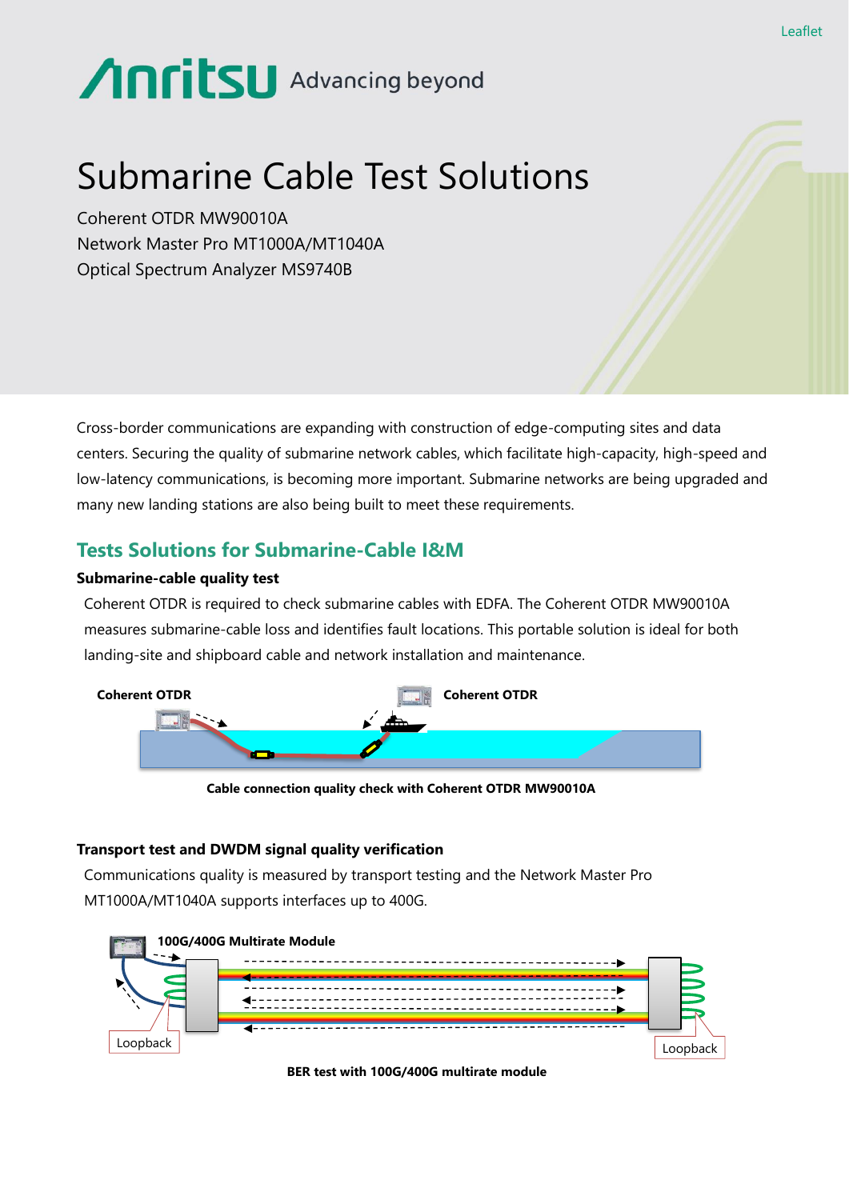Leaflet

Anritsu Advancing beyond

# Submarine Cable Test Solutions

Coherent OTDR MW90010A
Network Master Pro MT1000A/MT1040A
Optical Spectrum Analyzer MS9740B

Cross-border communications are expanding with construction of edge-computing sites and data centers. Securing the quality of submarine network cables, which facilitate high-capacity, high-speed and low-latency communications, is becoming more important. Submarine networks are being upgraded and many new landing stations are also being built to meet these requirements.

## Tests Solutions for Submarine-Cable I&M

### Submarine-cable quality test

Coherent OTDR is required to check submarine cables with EDFA. The Coherent OTDR MW90010A measures submarine-cable loss and identifies fault locations. This portable solution is ideal for both landing-site and shipboard cable and network installation and maintenance.

Coherent OTDR

Coherent OTDR

**Cable connection quality check with Coherent OTDR MW90010A**

### Transport test and DWDM signal quality verification

Communications quality is measured by transport testing and the Network Master Pro MT1000A/MT1040A supports interfaces up to 400G.

100G/400G Multirate Module

Loopback

Loopback

**BER test with 100G/400G multirate module**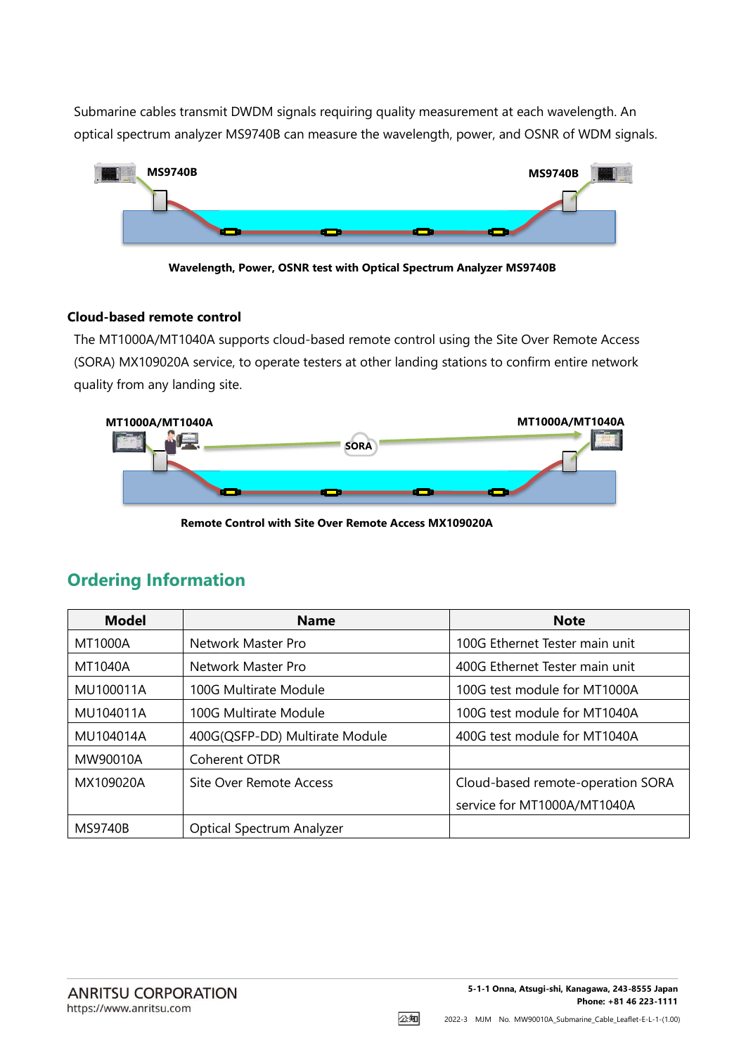Submarine cables transmit DWDM signals requiring quality measurement at each wavelength. An optical spectrum analyzer MS9740B can measure the wavelength, power, and OSNR of WDM signals.

MS9740B

MS9740B

**Wavelength, Power, OSNR test with Optical Spectrum Analyzer MS9740B**

### Cloud-based remote control

The MT1000A/MT1040A supports cloud-based remote control using the Site Over Remote Access (SORA) MX109020A service, to operate testers at other landing stations to confirm entire network quality from any landing site.

MT1000A/MT1040A

SORA

MT1000A/MT1040A

**Remote Control with Site Over Remote Access MX109020A**

## Ordering Information

| Model | Name | Note |
|---|---|---|
| MT1000A | Network Master Pro | 100G Ethernet Tester main unit |
| MT1040A | Network Master Pro | 400G Ethernet Tester main unit |
| MU100011A | 100G Multirate Module | 100G test module for MT1000A |
| MU104011A | 100G Multirate Module | 100G test module for MT1040A |
| MU104014A | 400G(QSFP-DD) Multirate Module | 400G test module for MT1040A |
| MW90010A | Coherent OTDR | |
| MX109020A | Site Over Remote Access | Cloud-based remote-operation SORA service for MT1000A/MT1040A |
| MS9740B | Optical Spectrum Analyzer | |

ANRITSU CORPORATION
https://www.anritsu.com

**5-1-1 Onna, Atsugi-shi, Kanagawa, 243-8555 Japan**
**Phone: +81 46 223-1111**

公知

2022-3 MJM No. MW90010A_Submarine_Cable_Leaflet-E-L-1-(1.00)